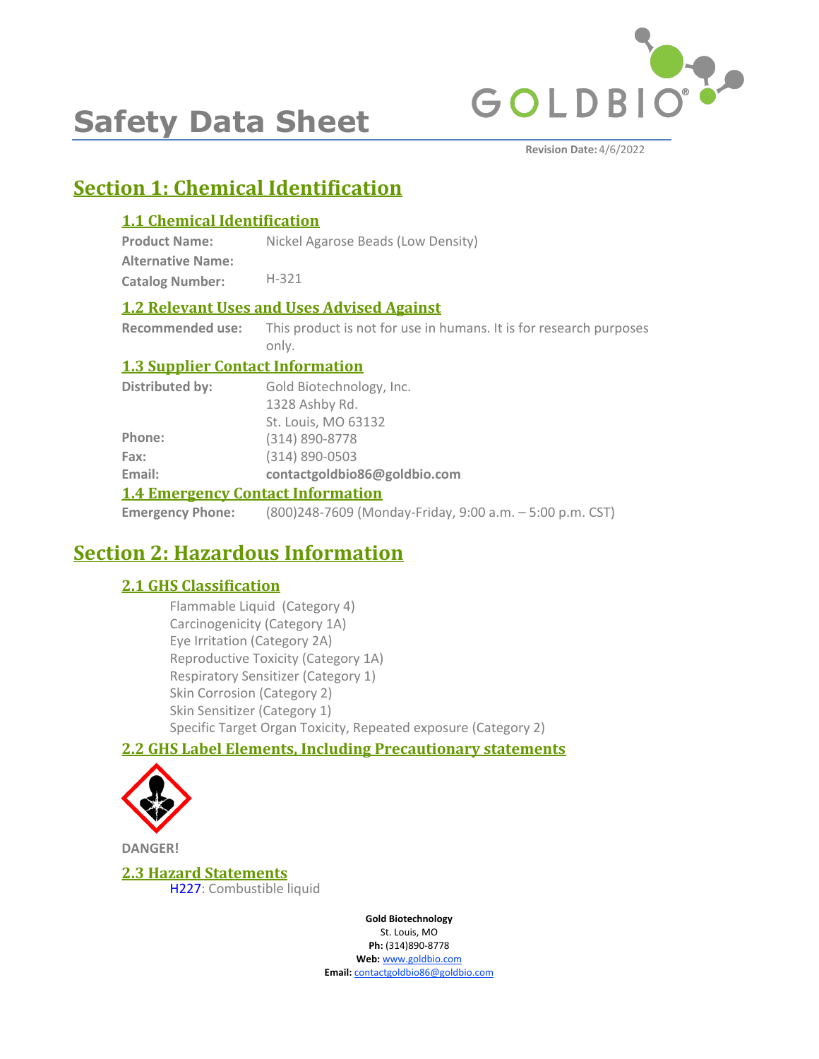# Safety Data Sheet

**Revision Date:** 4/6/2022

## Section 1: Chemical Identification

### 1.1 Chemical Identification

**Product Name:** Nickel Agarose Beads (Low Density)

**Alternative Name:**

**Catalog Number:** H-321

### 1.2 Relevant Uses and Uses Advised Against

**Recommended use:** This product is not for use in humans. It is for research purposes only.

### 1.3 Supplier Contact Information

**Distributed by:** Gold Biotechnology, Inc.
1328 Ashby Rd.
St. Louis, MO 63132

**Phone:** (314) 890-8778

**Fax:** (314) 890-0503

**Email:** **contactgoldbio86@goldbio.com**

### 1.4 Emergency Contact Information

**Emergency Phone:** (800)248-7609 (Monday-Friday, 9:00 a.m. – 5:00 p.m. CST)

## Section 2: Hazardous Information

### 2.1 GHS Classification

Flammable Liquid (Category 4)
Carcinogenicity (Category 1A)
Eye Irritation (Category 2A)
Reproductive Toxicity (Category 1A)
Respiratory Sensitizer (Category 1)
Skin Corrosion (Category 2)
Skin Sensitizer (Category 1)
Specific Target Organ Toxicity, Repeated exposure (Category 2)

### 2.2 GHS Label Elements, Including Precautionary statements

**DANGER!**

### 2.3 Hazard Statements

H227: Combustible liquid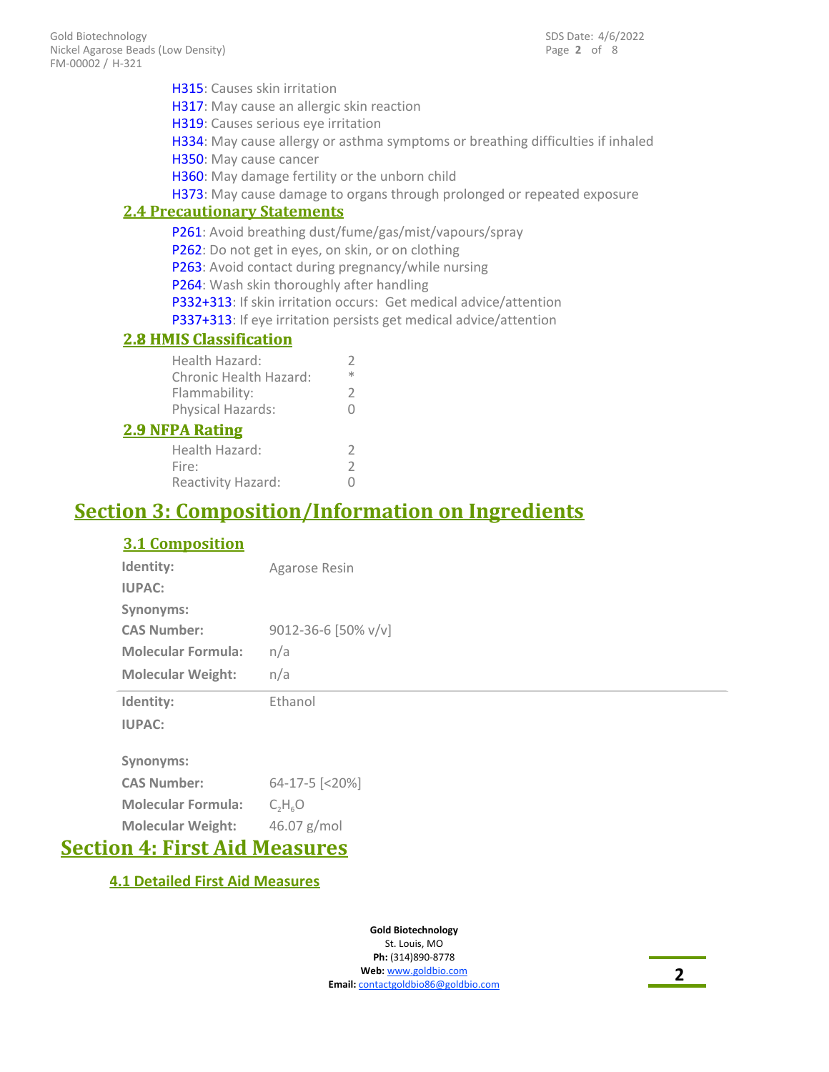H315: Causes skin irritation

H317: May cause an allergic skin reaction

H319: Causes serious eye irritation

H334: May cause allergy or asthma symptoms or breathing difficulties if inhaled

H350: May cause cancer

H360: May damage fertility or the unborn child

H373: May cause damage to organs through prolonged or repeated exposure

### 2.4 Precautionary Statements

P261: Avoid breathing dust/fume/gas/mist/vapours/spray

P262: Do not get in eyes, on skin, or on clothing

P263: Avoid contact during pregnancy/while nursing

P264: Wash skin thoroughly after handling

P332+313: If skin irritation occurs: Get medical advice/attention

P337+313: If eye irritation persists get medical advice/attention

### 2.8 HMIS Classification

| | |
|---|---|
| Health Hazard: | 2 |
| Chronic Health Hazard: | * |
| Flammability: | 2 |
| Physical Hazards: | 0 |

### 2.9 NFPA Rating

| | |
|---|---|
| Health Hazard: | 2 |
| Fire: | 2 |
| Reactivity Hazard: | 0 |

## Section 3: Composition/Information on Ingredients

### 3.1 Composition

| | |
|---|---|
| **Identity:** | Agarose Resin |
| **IUPAC:** | |
| **Synonyms:** | |
| **CAS Number:** | 9012-36-6 [50% v/v] |
| **Molecular Formula:** | n/a |
| **Molecular Weight:** | n/a |

| | |
|---|---|
| **Identity:** | Ethanol |
| **IUPAC:** | |
| **Synonyms:** | |
| **CAS Number:** | 64-17-5 [<20%] |
| **Molecular Formula:** | $C_2H_6O$ |
| **Molecular Weight:** | 46.07 g/mol |

## Section 4: First Aid Measures

### 4.1 Detailed First Aid Measures

**Gold Biotechnology**
St. Louis, MO
**Ph:** (314)890-8778
**Web:** www.goldbio.com
**Email:** contactgoldbio86@goldbio.com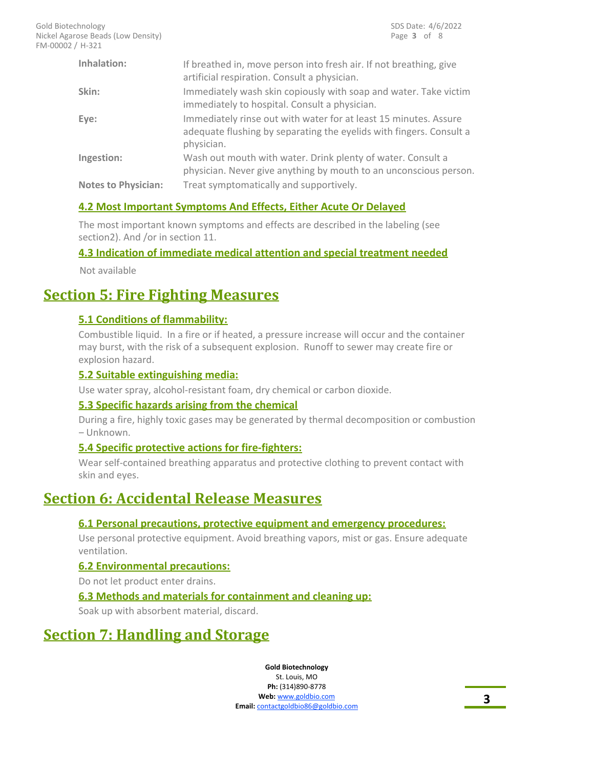| | |
|---|---|
| **Inhalation:** | If breathed in, move person into fresh air. If not breathing, give artificial respiration. Consult a physician. |
| **Skin:** | Immediately wash skin copiously with soap and water. Take victim immediately to hospital. Consult a physician. |
| **Eye:** | Immediately rinse out with water for at least 15 minutes. Assure adequate flushing by separating the eyelids with fingers. Consult a physician. |
| **Ingestion:** | Wash out mouth with water. Drink plenty of water. Consult a physician. Never give anything by mouth to an unconscious person. |
| **Notes to Physician:** | Treat symptomatically and supportively. |

### 4.2 Most Important Symptoms And Effects, Either Acute Or Delayed

The most important known symptoms and effects are described in the labeling (see section2). And /or in section 11.

### 4.3 Indication of immediate medical attention and special treatment needed

Not available

## Section 5: Fire Fighting Measures

### 5.1 Conditions of flammability:

Combustible liquid. In a fire or if heated, a pressure increase will occur and the container may burst, with the risk of a subsequent explosion. Runoff to sewer may create fire or explosion hazard.

### 5.2 Suitable extinguishing media:

Use water spray, alcohol-resistant foam, dry chemical or carbon dioxide.

### 5.3 Specific hazards arising from the chemical

During a fire, highly toxic gases may be generated by thermal decomposition or combustion – Unknown.

### 5.4 Specific protective actions for fire-fighters:

Wear self-contained breathing apparatus and protective clothing to prevent contact with skin and eyes.

## Section 6: Accidental Release Measures

### 6.1 Personal precautions, protective equipment and emergency procedures:

Use personal protective equipment. Avoid breathing vapors, mist or gas. Ensure adequate ventilation.

### 6.2 Environmental precautions:

Do not let product enter drains.

### 6.3 Methods and materials for containment and cleaning up:

Soak up with absorbent material, discard.

## Section 7: Handling and Storage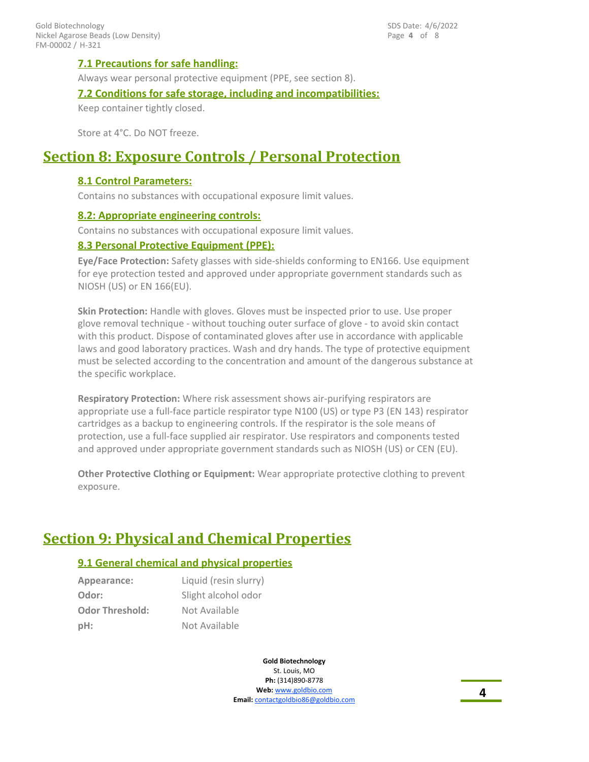### 7.1 Precautions for safe handling:

Always wear personal protective equipment (PPE, see section 8).

### 7.2 Conditions for safe storage, including and incompatibilities:

Keep container tightly closed.

Store at 4°C. Do NOT freeze.

## Section 8: Exposure Controls / Personal Protection

### 8.1 Control Parameters:

Contains no substances with occupational exposure limit values.

### 8.2: Appropriate engineering controls:

Contains no substances with occupational exposure limit values.

### 8.3 Personal Protective Equipment (PPE):

**Eye/Face Protection:** Safety glasses with side-shields conforming to EN166. Use equipment for eye protection tested and approved under appropriate government standards such as NIOSH (US) or EN 166(EU).

**Skin Protection:** Handle with gloves. Gloves must be inspected prior to use. Use proper glove removal technique - without touching outer surface of glove - to avoid skin contact with this product. Dispose of contaminated gloves after use in accordance with applicable laws and good laboratory practices. Wash and dry hands. The type of protective equipment must be selected according to the concentration and amount of the dangerous substance at the specific workplace.

**Respiratory Protection:** Where risk assessment shows air-purifying respirators are appropriate use a full-face particle respirator type N100 (US) or type P3 (EN 143) respirator cartridges as a backup to engineering controls. If the respirator is the sole means of protection, use a full-face supplied air respirator. Use respirators and components tested and approved under appropriate government standards such as NIOSH (US) or CEN (EU).

**Other Protective Clothing or Equipment:** Wear appropriate protective clothing to prevent exposure.

## Section 9: Physical and Chemical Properties

### 9.1 General chemical and physical properties

| | |
|---|---|
| **Appearance:** | Liquid (resin slurry) |
| **Odor:** | Slight alcohol odor |
| **Odor Threshold:** | Not Available |
| **pH:** | Not Available |

**Gold Biotechnology**
St. Louis, MO
**Ph:** (314)890-8778
**Web:** www.goldbio.com
**Email:** contactgoldbio86@goldbio.com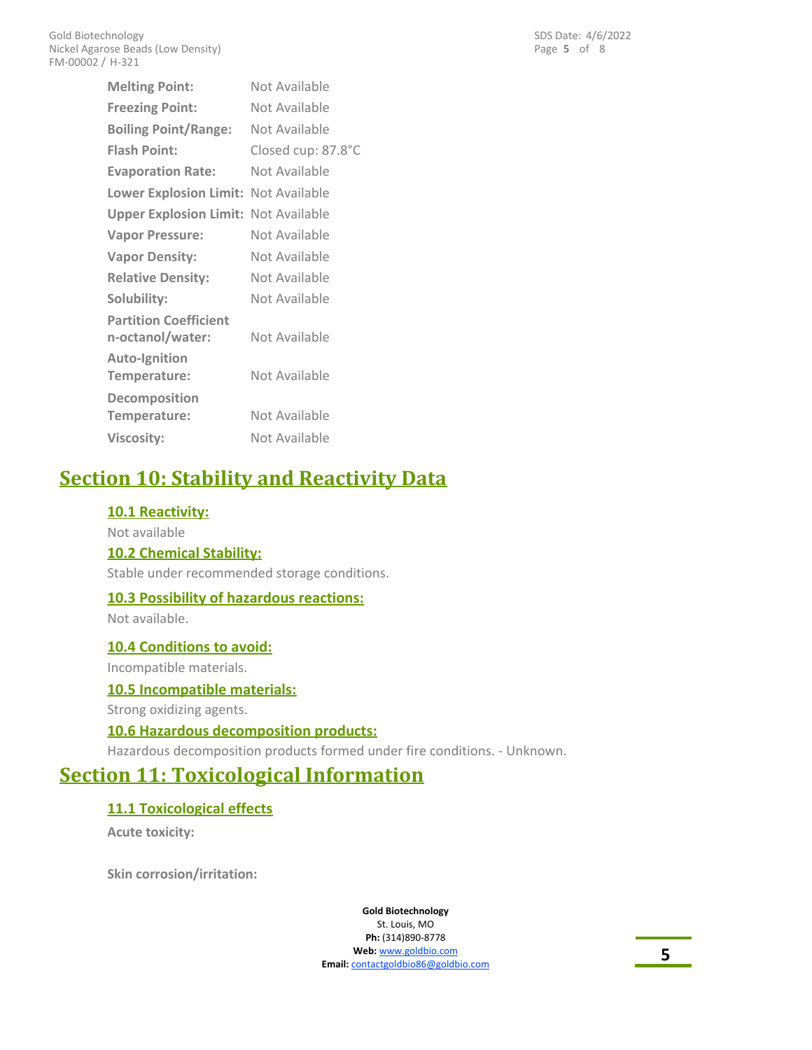| | |
|---|---|
| **Melting Point:** | Not Available |
| **Freezing Point:** | Not Available |
| **Boiling Point/Range:** | Not Available |
| **Flash Point:** | Closed cup: 87.8°C |
| **Evaporation Rate:** | Not Available |
| **Lower Explosion Limit:** | Not Available |
| **Upper Explosion Limit:** | Not Available |
| **Vapor Pressure:** | Not Available |
| **Vapor Density:** | Not Available |
| **Relative Density:** | Not Available |
| **Solubility:** | Not Available |
| **Partition Coefficient n-octanol/water:** | Not Available |
| **Auto-Ignition Temperature:** | Not Available |
| **Decomposition Temperature:** | Not Available |
| **Viscosity:** | Not Available |

# Section 10: Stability and Reactivity Data

## 10.1 Reactivity:

Not available

## 10.2 Chemical Stability:

Stable under recommended storage conditions.

## 10.3 Possibility of hazardous reactions:

Not available.

## 10.4 Conditions to avoid:

Incompatible materials.

## 10.5 Incompatible materials:

Strong oxidizing agents.

## 10.6 Hazardous decomposition products:

Hazardous decomposition products formed under fire conditions. - Unknown.

# Section 11: Toxicological Information

## 11.1 Toxicological effects

**Acute toxicity:**

**Skin corrosion/irritation:**

**Gold Biotechnology**
St. Louis, MO
**Ph:** (314)890-8778
**Web:** www.goldbio.com
**Email:** contactgoldbio86@goldbio.com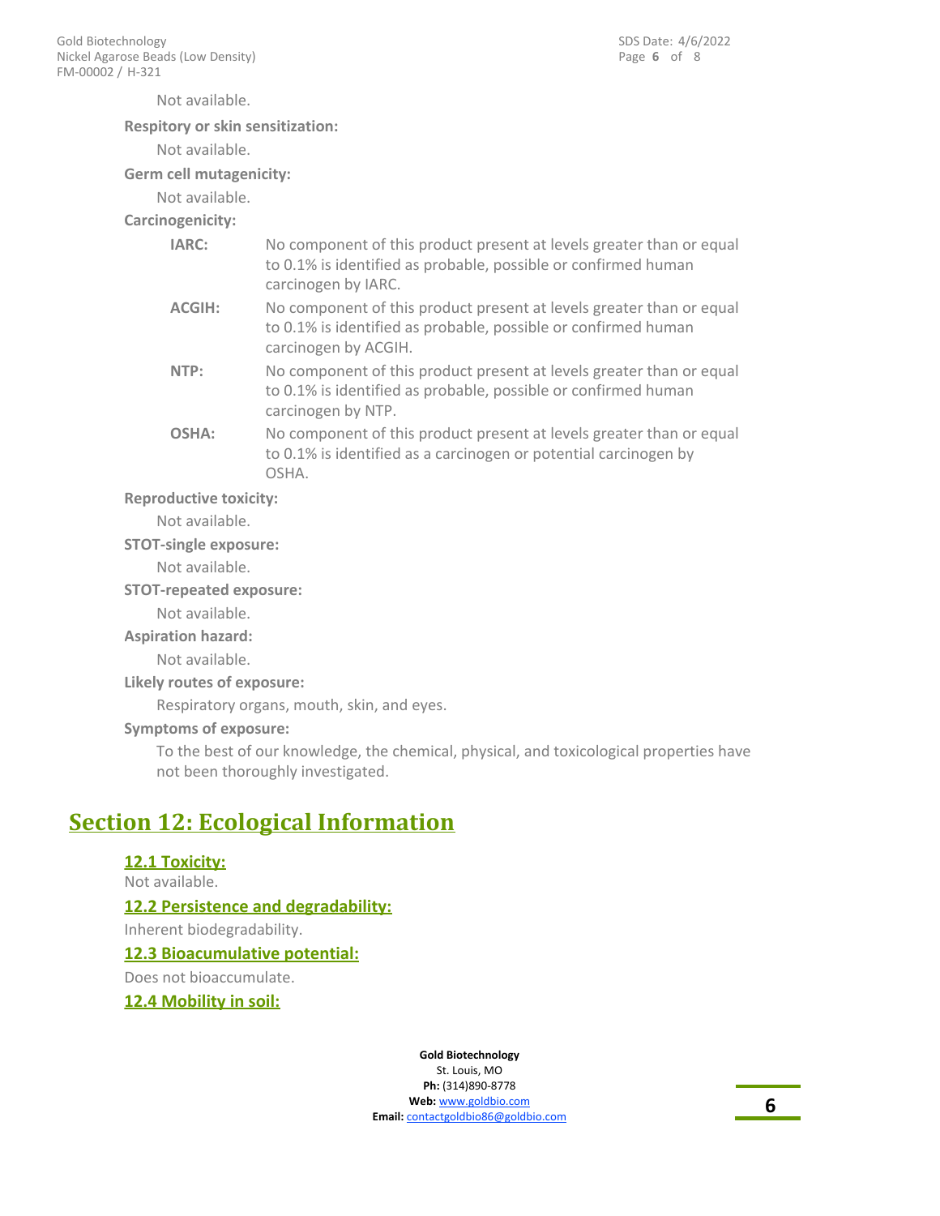Not available.

**Respitory or skin sensitization:**

Not available.

**Germ cell mutagenicity:**

Not available.

**Carcinogenicity:**

| | |
|---|---|
| **IARC:** | No component of this product present at levels greater than or equal to 0.1% is identified as probable, possible or confirmed human carcinogen by IARC. |
| **ACGIH:** | No component of this product present at levels greater than or equal to 0.1% is identified as probable, possible or confirmed human carcinogen by ACGIH. |
| **NTP:** | No component of this product present at levels greater than or equal to 0.1% is identified as probable, possible or confirmed human carcinogen by NTP. |
| **OSHA:** | No component of this product present at levels greater than or equal to 0.1% is identified as a carcinogen or potential carcinogen by OSHA. |

**Reproductive toxicity:**

Not available.

**STOT-single exposure:**

Not available.

**STOT-repeated exposure:**

Not available.

**Aspiration hazard:**

Not available.

**Likely routes of exposure:**

Respiratory organs, mouth, skin, and eyes.

**Symptoms of exposure:**

To the best of our knowledge, the chemical, physical, and toxicological properties have not been thoroughly investigated.

## Section 12: Ecological Information

### 12.1 Toxicity:

Not available.

### 12.2 Persistence and degradability:

Inherent biodegradability.

### 12.3 Bioacumulative potential:

Does not bioaccumulate.

### 12.4 Mobility in soil: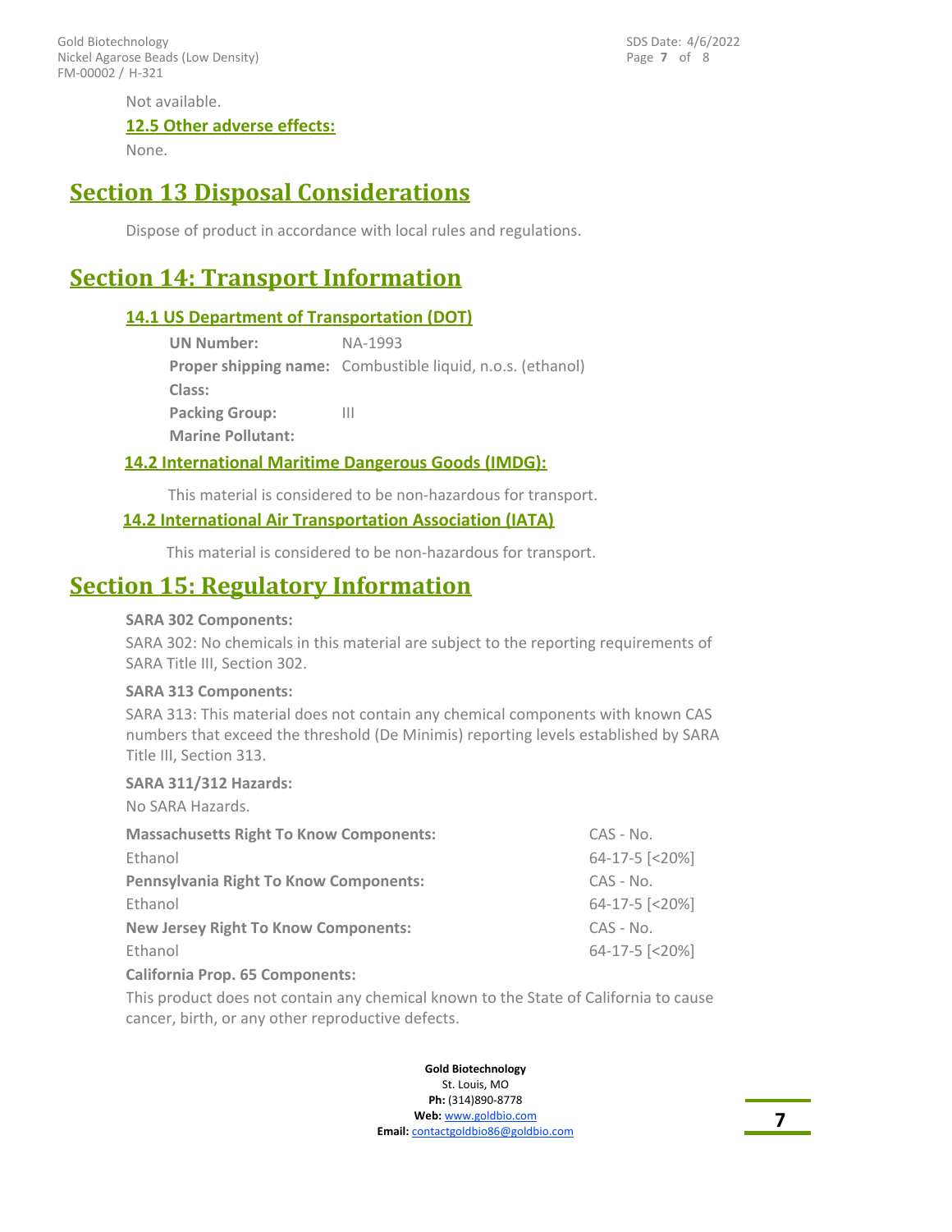Not available.

### 12.5 Other adverse effects:

None.

## Section 13 Disposal Considerations

Dispose of product in accordance with local rules and regulations.

## Section 14: Transport Information

### 14.1 US Department of Transportation (DOT)

| | |
|---|---|
| **UN Number:** | NA-1993 |
| **Proper shipping name:** | Combustible liquid, n.o.s. (ethanol) |
| **Class:** | |
| **Packing Group:** | III |
| **Marine Pollutant:** | |

### 14.2 International Maritime Dangerous Goods (IMDG):

This material is considered to be non-hazardous for transport.

### 14.2 International Air Transportation Association (IATA)

This material is considered to be non-hazardous for transport.

## Section 15: Regulatory Information

**SARA 302 Components:**

SARA 302: No chemicals in this material are subject to the reporting requirements of SARA Title III, Section 302.

**SARA 313 Components:**

SARA 313: This material does not contain any chemical components with known CAS numbers that exceed the threshold (De Minimis) reporting levels established by SARA Title III, Section 313.

**SARA 311/312 Hazards:**

No SARA Hazards.

| | |
|---|---|
| **Massachusetts Right To Know Components:** | CAS - No. |
| Ethanol | 64-17-5 [<20%] |
| **Pennsylvania Right To Know Components:** | CAS - No. |
| Ethanol | 64-17-5 [<20%] |
| **New Jersey Right To Know Components:** | CAS - No. |
| Ethanol | 64-17-5 [<20%] |

**California Prop. 65 Components:**

This product does not contain any chemical known to the State of California to cause cancer, birth, or any other reproductive defects.

**Gold Biotechnology**
St. Louis, MO
**Ph:** (314)890-8778
**Web:** www.goldbio.com
**Email:** contactgoldbio86@goldbio.com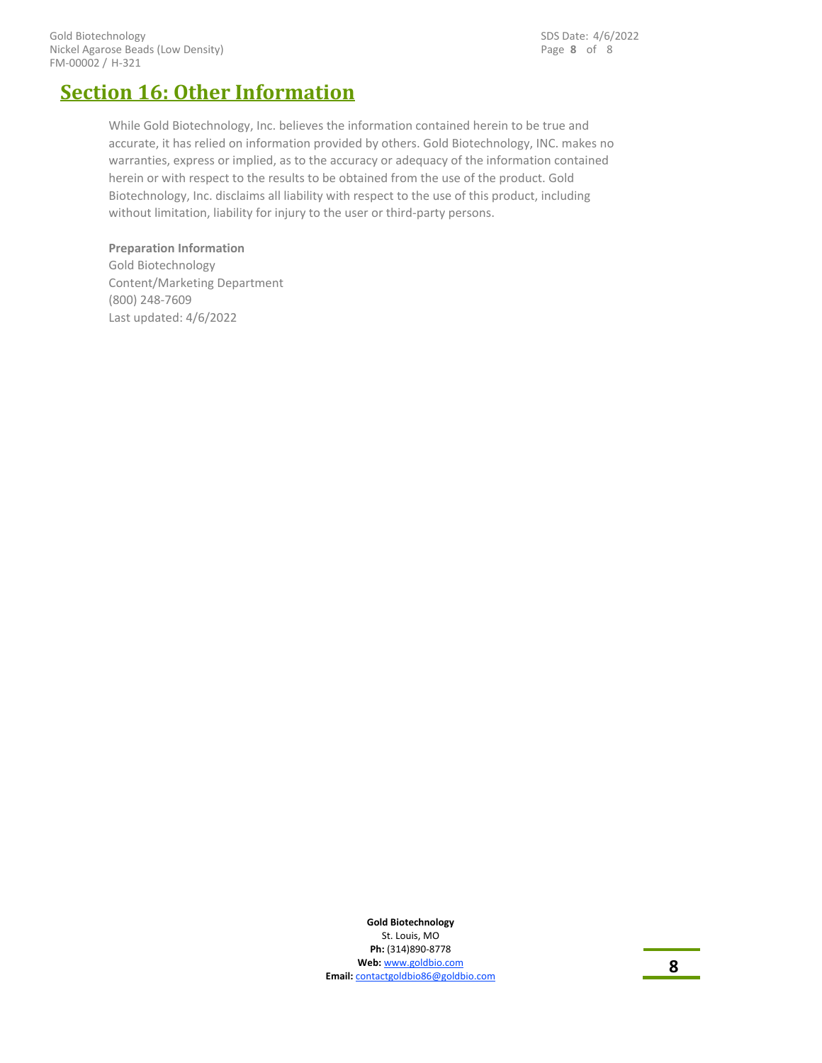## Section 16: Other Information

While Gold Biotechnology, Inc. believes the information contained herein to be true and accurate, it has relied on information provided by others. Gold Biotechnology, INC. makes no warranties, express or implied, as to the accuracy or adequacy of the information contained herein or with respect to the results to be obtained from the use of the product. Gold Biotechnology, Inc. disclaims all liability with respect to the use of this product, including without limitation, liability for injury to the user or third-party persons.

**Preparation Information**
Gold Biotechnology
Content/Marketing Department
(800) 248-7609
Last updated: 4/6/2022